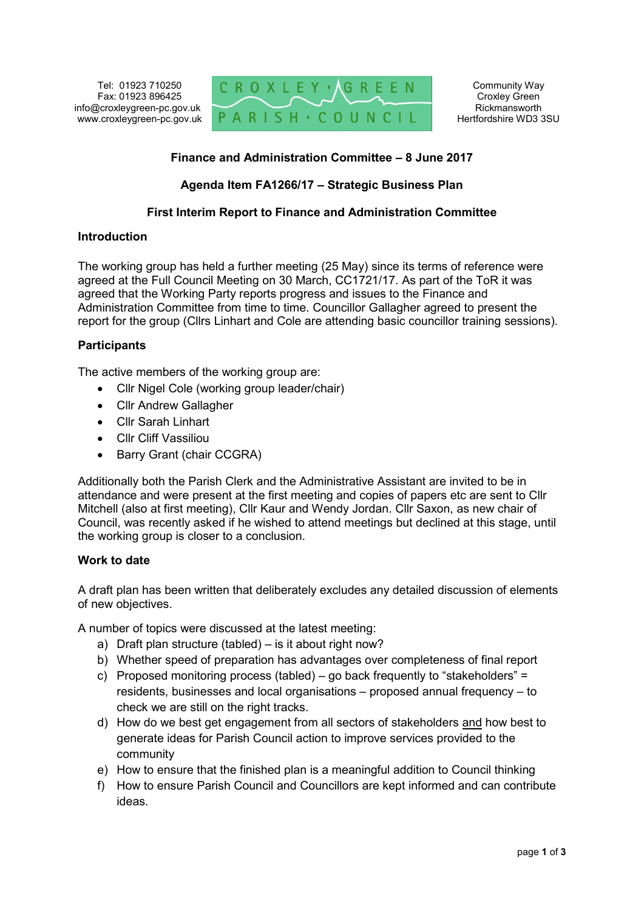Tel: 01923 710250
Fax: 01923 896425
info@croxleygreen-pc.gov.uk
www.croxleygreen-pc.gov.uk

CROXLEY GREEN PARISH COUNCIL

Community Way
Croxley Green
Rickmansworth
Hertfordshire WD3 3SU

**Finance and Administration Committee – 8 June 2017**

**Agenda Item FA1266/17 – Strategic Business Plan**

**First Interim Report to Finance and Administration Committee**

## Introduction

The working group has held a further meeting (25 May) since its terms of reference were agreed at the Full Council Meeting on 30 March, CC1721/17. As part of the ToR it was agreed that the Working Party reports progress and issues to the Finance and Administration Committee from time to time. Councillor Gallagher agreed to present the report for the group (Cllrs Linhart and Cole are attending basic councillor training sessions).

## Participants

The active members of the working group are:

- Cllr Nigel Cole (working group leader/chair)
- Cllr Andrew Gallagher
- Cllr Sarah Linhart
- Cllr Cliff Vassiliou
- Barry Grant (chair CCGRA)

Additionally both the Parish Clerk and the Administrative Assistant are invited to be in attendance and were present at the first meeting and copies of papers etc are sent to Cllr Mitchell (also at first meeting), Cllr Kaur and Wendy Jordan. Cllr Saxon, as new chair of Council, was recently asked if he wished to attend meetings but declined at this stage, until the working group is closer to a conclusion.

## Work to date

A draft plan has been written that deliberately excludes any detailed discussion of elements of new objectives.

A number of topics were discussed at the latest meeting:

a) Draft plan structure (tabled) – is it about right now?
b) Whether speed of preparation has advantages over completeness of final report
c) Proposed monitoring process (tabled) – go back frequently to "stakeholders" = residents, businesses and local organisations – proposed annual frequency – to check we are still on the right tracks.
d) How do we best get engagement from all sectors of stakeholders and how best to generate ideas for Parish Council action to improve services provided to the community
e) How to ensure that the finished plan is a meaningful addition to Council thinking
f) How to ensure Parish Council and Councillors are kept informed and can contribute ideas.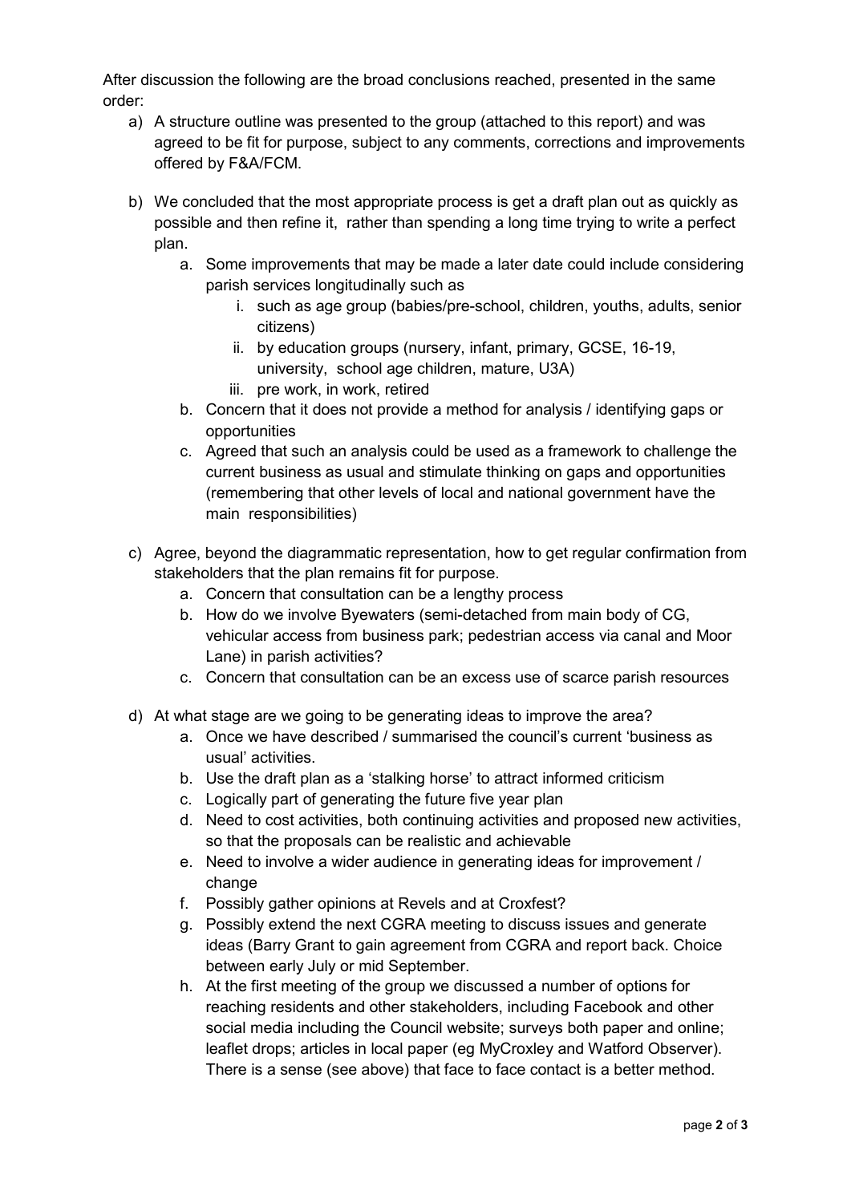After discussion the following are the broad conclusions reached, presented in the same order:

a) A structure outline was presented to the group (attached to this report) and was agreed to be fit for purpose, subject to any comments, corrections and improvements offered by F&A/FCM.

b) We concluded that the most appropriate process is get a draft plan out as quickly as possible and then refine it, rather than spending a long time trying to write a perfect plan.
    a. Some improvements that may be made a later date could include considering parish services longitudinally such as
        i. such as age group (babies/pre-school, children, youths, adults, senior citizens)
        ii. by education groups (nursery, infant, primary, GCSE, 16-19, university, school age children, mature, U3A)
        iii. pre work, in work, retired
    b. Concern that it does not provide a method for analysis / identifying gaps or opportunities
    c. Agreed that such an analysis could be used as a framework to challenge the current business as usual and stimulate thinking on gaps and opportunities (remembering that other levels of local and national government have the main responsibilities)

c) Agree, beyond the diagrammatic representation, how to get regular confirmation from stakeholders that the plan remains fit for purpose.
    a. Concern that consultation can be a lengthy process
    b. How do we involve Byewaters (semi-detached from main body of CG, vehicular access from business park; pedestrian access via canal and Moor Lane) in parish activities?
    c. Concern that consultation can be an excess use of scarce parish resources

d) At what stage are we going to be generating ideas to improve the area?
    a. Once we have described / summarised the council's current 'business as usual' activities.
    b. Use the draft plan as a 'stalking horse' to attract informed criticism
    c. Logically part of generating the future five year plan
    d. Need to cost activities, both continuing activities and proposed new activities, so that the proposals can be realistic and achievable
    e. Need to involve a wider audience in generating ideas for improvement / change
    f. Possibly gather opinions at Revels and at Croxfest?
    g. Possibly extend the next CGRA meeting to discuss issues and generate ideas (Barry Grant to gain agreement from CGRA and report back. Choice between early July or mid September.
    h. At the first meeting of the group we discussed a number of options for reaching residents and other stakeholders, including Facebook and other social media including the Council website; surveys both paper and online; leaflet drops; articles in local paper (eg MyCroxley and Watford Observer). There is a sense (see above) that face to face contact is a better method.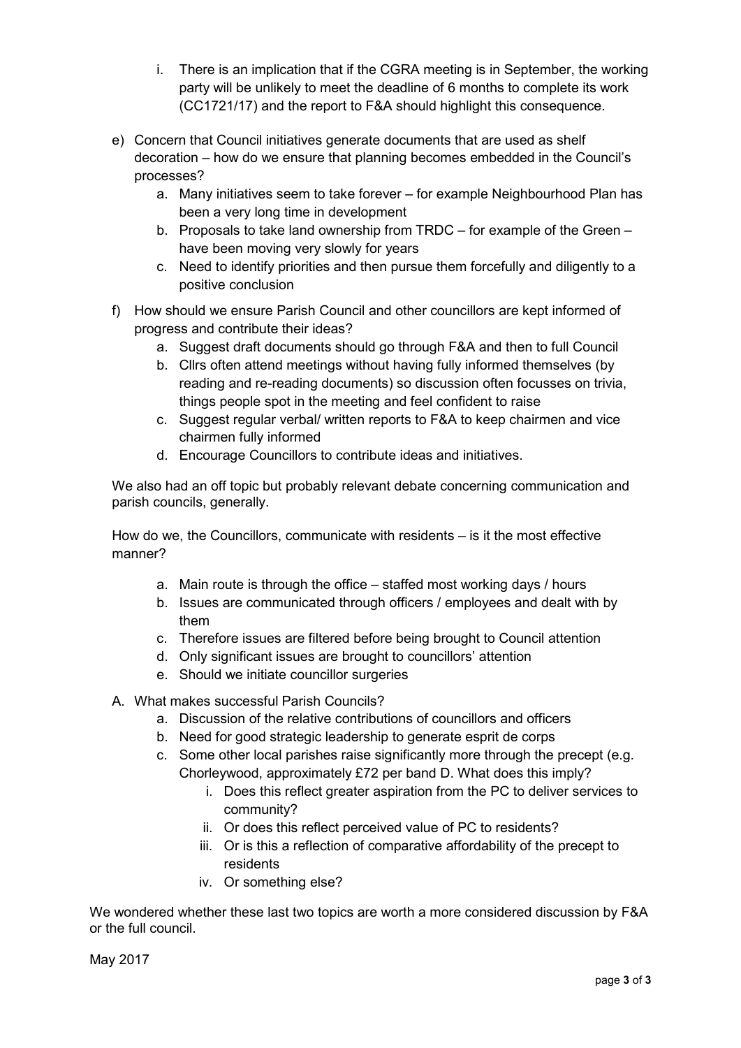i. There is an implication that if the CGRA meeting is in September, the working party will be unlikely to meet the deadline of 6 months to complete its work (CC1721/17) and the report to F&A should highlight this consequence.

e) Concern that Council initiatives generate documents that are used as shelf decoration – how do we ensure that planning becomes embedded in the Council's processes?
   a. Many initiatives seem to take forever – for example Neighbourhood Plan has been a very long time in development
   b. Proposals to take land ownership from TRDC – for example of the Green – have been moving very slowly for years
   c. Need to identify priorities and then pursue them forcefully and diligently to a positive conclusion

f) How should we ensure Parish Council and other councillors are kept informed of progress and contribute their ideas?
   a. Suggest draft documents should go through F&A and then to full Council
   b. Cllrs often attend meetings without having fully informed themselves (by reading and re-reading documents) so discussion often focusses on trivia, things people spot in the meeting and feel confident to raise
   c. Suggest regular verbal/ written reports to F&A to keep chairmen and vice chairmen fully informed
   d. Encourage Councillors to contribute ideas and initiatives.

We also had an off topic but probably relevant debate concerning communication and parish councils, generally.

How do we, the Councillors, communicate with residents – is it the most effective manner?

   a. Main route is through the office – staffed most working days / hours
   b. Issues are communicated through officers / employees and dealt with by them
   c. Therefore issues are filtered before being brought to Council attention
   d. Only significant issues are brought to councillors' attention
   e. Should we initiate councillor surgeries

A. What makes successful Parish Councils?
   a. Discussion of the relative contributions of councillors and officers
   b. Need for good strategic leadership to generate esprit de corps
   c. Some other local parishes raise significantly more through the precept (e.g. Chorleywood, approximately £72 per band D. What does this imply?
      i. Does this reflect greater aspiration from the PC to deliver services to community?
      ii. Or does this reflect perceived value of PC to residents?
      iii. Or is this a reflection of comparative affordability of the precept to residents
      iv. Or something else?

We wondered whether these last two topics are worth a more considered discussion by F&A or the full council.

May 2017